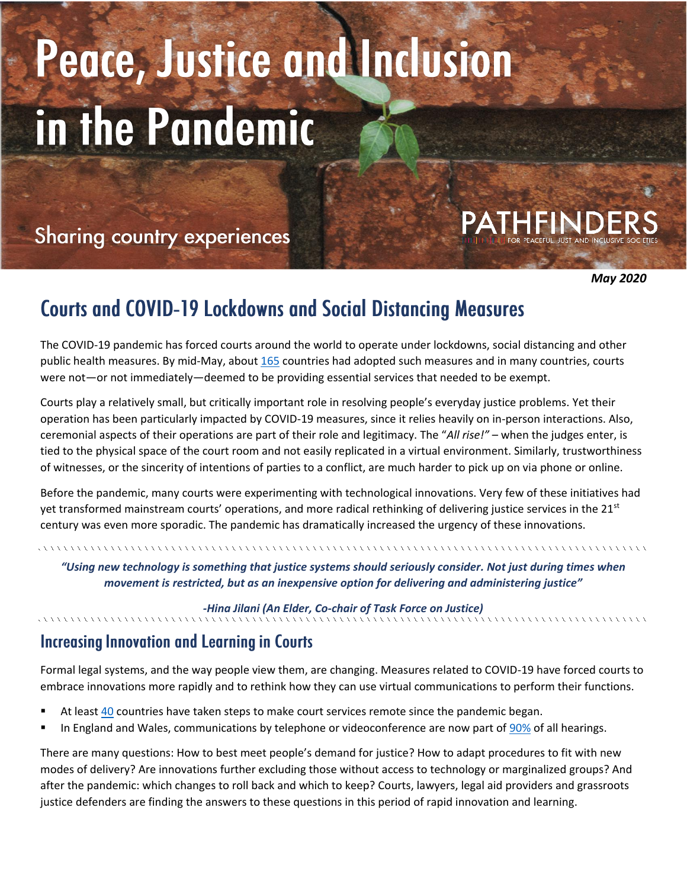# Peace, Justice and Inclusion in the Pandemic

Sharing country experiences

PATHFINDERS
FOR PEACEFUL, JUST AND INCLUSIVE SOCIETIES

***May 2020***

## Courts and COVID-19 Lockdowns and Social Distancing Measures

The COVID-19 pandemic has forced courts around the world to operate under lockdowns, social distancing and other public health measures. By mid-May, about 165 countries had adopted such measures and in many countries, courts were not—or not immediately—deemed to be providing essential services that needed to be exempt.

Courts play a relatively small, but critically important role in resolving people's everyday justice problems. Yet their operation has been particularly impacted by COVID-19 measures, since it relies heavily on in-person interactions. Also, ceremonial aspects of their operations are part of their role and legitimacy. The "*All rise!"* – when the judges enter, is tied to the physical space of the court room and not easily replicated in a virtual environment. Similarly, trustworthiness of witnesses, or the sincerity of intentions of parties to a conflict, are much harder to pick up on via phone or online.

Before the pandemic, many courts were experimenting with technological innovations. Very few of these initiatives had yet transformed mainstream courts' operations, and more radical rethinking of delivering justice services in the 21st century was even more sporadic. The pandemic has dramatically increased the urgency of these innovations.

***"Using new technology is something that justice systems should seriously consider. Not just during times when movement is restricted, but as an inexpensive option for delivering and administering justice"***

***-Hina Jilani (An Elder, Co-chair of Task Force on Justice)***

## Increasing Innovation and Learning in Courts

Formal legal systems, and the way people view them, are changing. Measures related to COVID-19 have forced courts to embrace innovations more rapidly and to rethink how they can use virtual communications to perform their functions.

- At least 40 countries have taken steps to make court services remote since the pandemic began.
- In England and Wales, communications by telephone or videoconference are now part of 90% of all hearings.

There are many questions: How to best meet people's demand for justice? How to adapt procedures to fit with new modes of delivery? Are innovations further excluding those without access to technology or marginalized groups? And after the pandemic: which changes to roll back and which to keep? Courts, lawyers, legal aid providers and grassroots justice defenders are finding the answers to these questions in this period of rapid innovation and learning.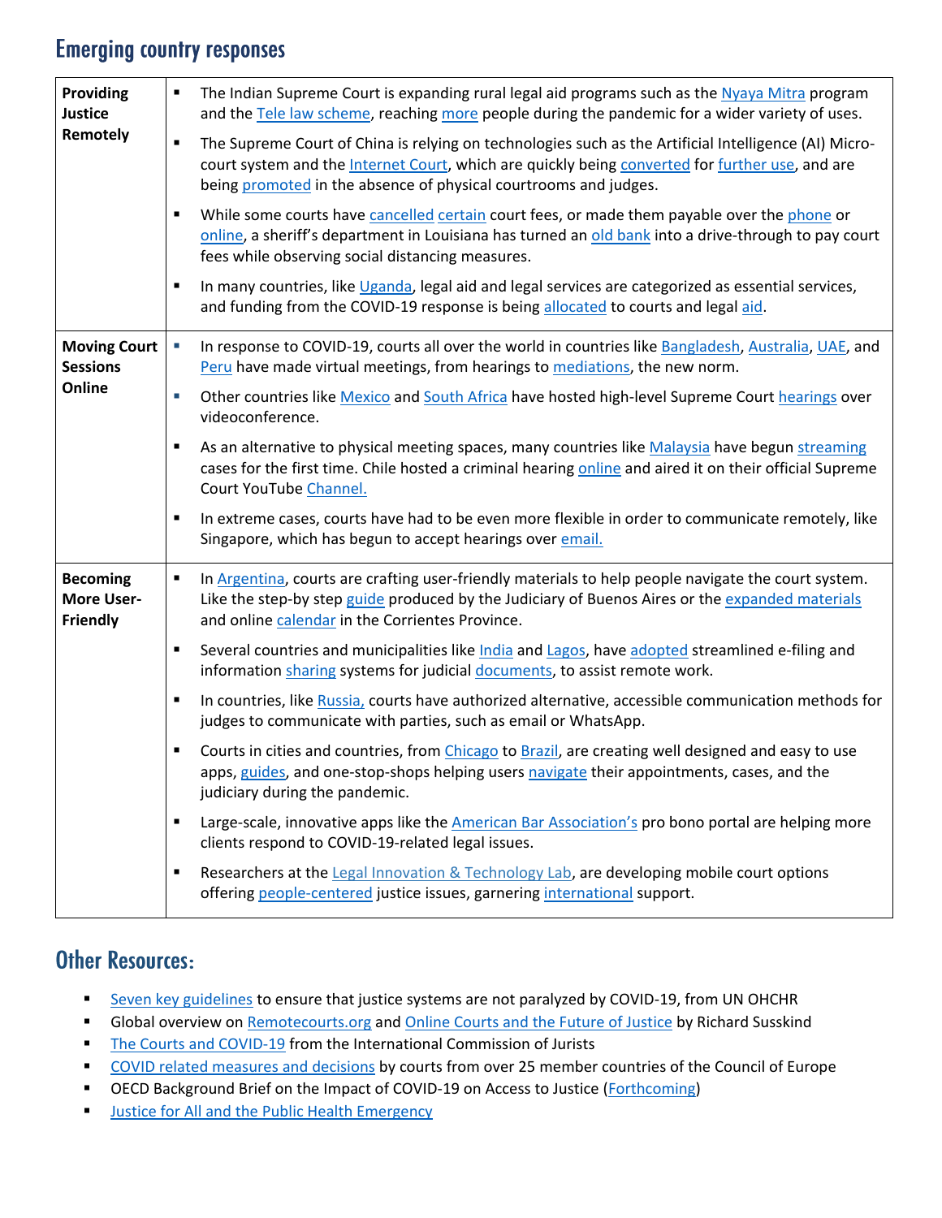## Emerging country responses

| | |
|---|---|
| **Providing Justice Remotely** | ▪ The Indian Supreme Court is expanding rural legal aid programs such as the Nyaya Mitra program and the Tele law scheme, reaching more people during the pandemic for a wider variety of uses.<br>▪ The Supreme Court of China is relying on technologies such as the Artificial Intelligence (AI) Micro-court system and the Internet Court, which are quickly being converted for further use, and are being promoted in the absence of physical courtrooms and judges.<br>▪ While some courts have cancelled certain court fees, or made them payable over the phone or online, a sheriff's department in Louisiana has turned an old bank into a drive-through to pay court fees while observing social distancing measures.<br>▪ In many countries, like Uganda, legal aid and legal services are categorized as essential services, and funding from the COVID-19 response is being allocated to courts and legal aid. |
| **Moving Court Sessions Online** | ▪ In response to COVID-19, courts all over the world in countries like Bangladesh, Australia, UAE, and Peru have made virtual meetings, from hearings to mediations, the new norm.<br>▪ Other countries like Mexico and South Africa have hosted high-level Supreme Court hearings over videoconference.<br>▪ As an alternative to physical meeting spaces, many countries like Malaysia have begun streaming cases for the first time. Chile hosted a criminal hearing online and aired it on their official Supreme Court YouTube Channel.<br>▪ In extreme cases, courts have had to be even more flexible in order to communicate remotely, like Singapore, which has begun to accept hearings over email. |
| **Becoming More User-Friendly** | ▪ In Argentina, courts are crafting user-friendly materials to help people navigate the court system. Like the step-by step guide produced by the Judiciary of Buenos Aires or the expanded materials and online calendar in the Corrientes Province.<br>▪ Several countries and municipalities like India and Lagos, have adopted streamlined e-filing and information sharing systems for judicial documents, to assist remote work.<br>▪ In countries, like Russia, courts have authorized alternative, accessible communication methods for judges to communicate with parties, such as email or WhatsApp.<br>▪ Courts in cities and countries, from Chicago to Brazil, are creating well designed and easy to use apps, guides, and one-stop-shops helping users navigate their appointments, cases, and the judiciary during the pandemic.<br>▪ Large-scale, innovative apps like the American Bar Association's pro bono portal are helping more clients respond to COVID-19-related legal issues.<br>▪ Researchers at the Legal Innovation & Technology Lab, are developing mobile court options offering people-centered justice issues, garnering international support. |

## Other Resources:

- Seven key guidelines to ensure that justice systems are not paralyzed by COVID-19, from UN OHCHR
- Global overview on Remotecourts.org and Online Courts and the Future of Justice by Richard Susskind
- The Courts and COVID-19 from the International Commission of Jurists
- COVID related measures and decisions by courts from over 25 member countries of the Council of Europe
- OECD Background Brief on the Impact of COVID-19 on Access to Justice (Forthcoming)
- Justice for All and the Public Health Emergency